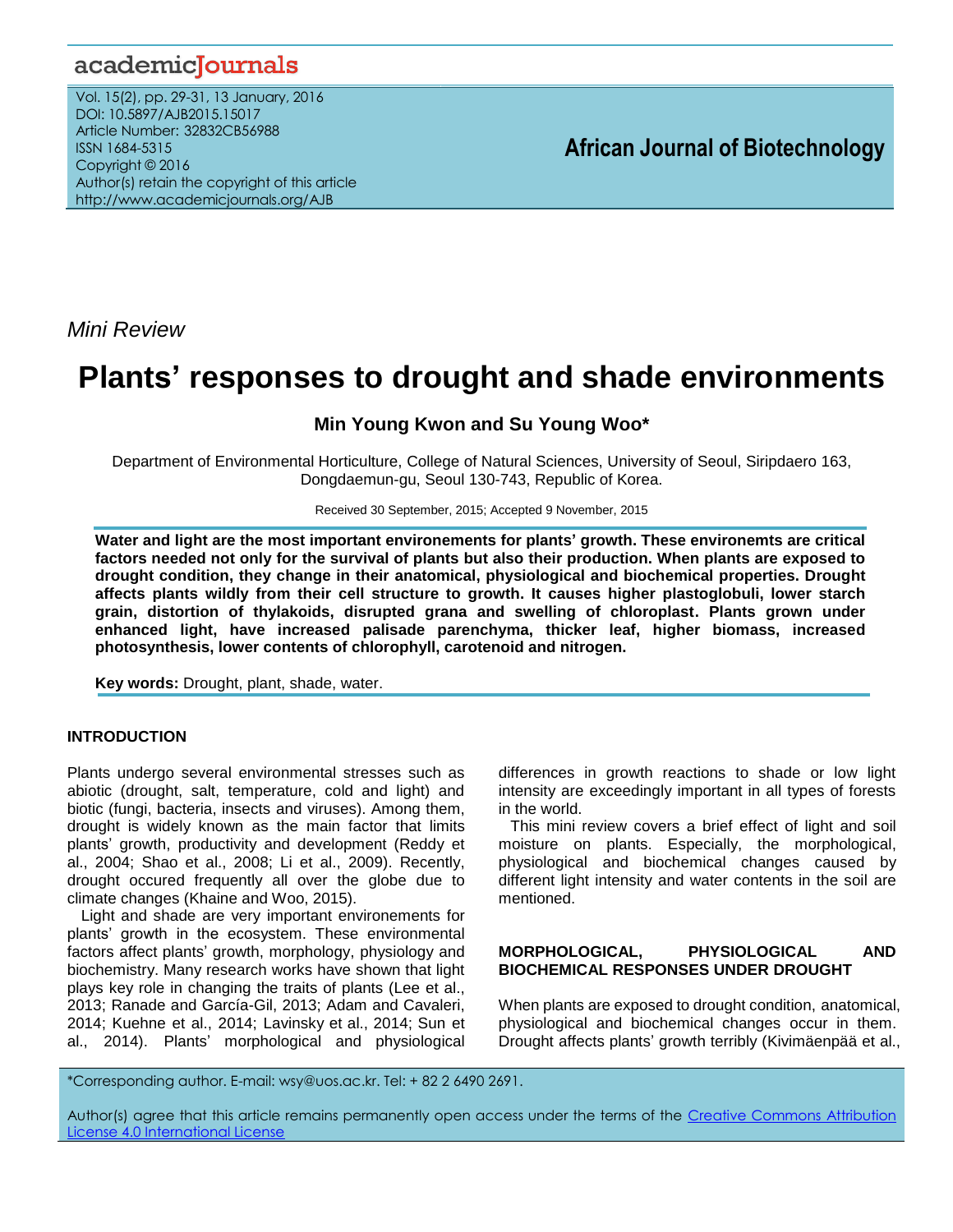*Mini Review*

# Plants' responses to drought and shade environments

**Min Young Kwon and Su Young Woo***

Department of Environmental Horticulture, College of Natural Sciences, University of Seoul, Siripdaero 163, Dongdaemun-gu, Seoul 130-743, Republic of Korea.

Received 30 September, 2015; Accepted 9 November, 2015

**Water and light are the most important environements for plants' growth. These environemts are critical factors needed not only for the survival of plants but also their production. When plants are exposed to drought condition, they change in their anatomical, physiological and biochemical properties. Drought affects plants wildly from their cell structure to growth. It causes higher plastoglobuli, lower starch grain, distortion of thylakoids, disrupted grana and swelling of chloroplast. Plants grown under enhanced light, have increased palisade parenchyma, thicker leaf, higher biomass, increased photosynthesis, lower contents of chlorophyll, carotenoid and nitrogen.**

**Key words:** Drought, plant, shade, water.

## INTRODUCTION

Plants undergo several environmental stresses such as abiotic (drought, salt, temperature, cold and light) and biotic (fungi, bacteria, insects and viruses). Among them, drought is widely known as the main factor that limits plants' growth, productivity and development (Reddy et al., 2004; Shao et al., 2008; Li et al., 2009). Recently, drought occured frequently all over the globe due to climate changes (Khaine and Woo, 2015).

Light and shade are very important environements for plants' growth in the ecosystem. These environmental factors affect plants' growth, morphology, physiology and biochemistry. Many research works have shown that light plays key role in changing the traits of plants (Lee et al., 2013; Ranade and García-Gil, 2013; Adam and Cavaleri, 2014; Kuehne et al., 2014; Lavinsky et al., 2014; Sun et al., 2014). Plants' morphological and physiological differences in growth reactions to shade or low light intensity are exceedingly important in all types of forests in the world.

This mini review covers a brief effect of light and soil moisture on plants. Especially, the morphological, physiological and biochemical changes caused by different light intensity and water contents in the soil are mentioned.

## MORPHOLOGICAL, PHYSIOLOGICAL AND BIOCHEMICAL RESPONSES UNDER DROUGHT

When plants are exposed to drought condition, anatomical, physiological and biochemical changes occur in them. Drought affects plants' growth terribly (Kivimäenpää et al.,

*Corresponding author. E-mail: wsy@uos.ac.kr. Tel: + 82 2 6490 2691.

Author(s) agree that this article remains permanently open access under the terms of the Creative Commons Attribution License 4.0 International License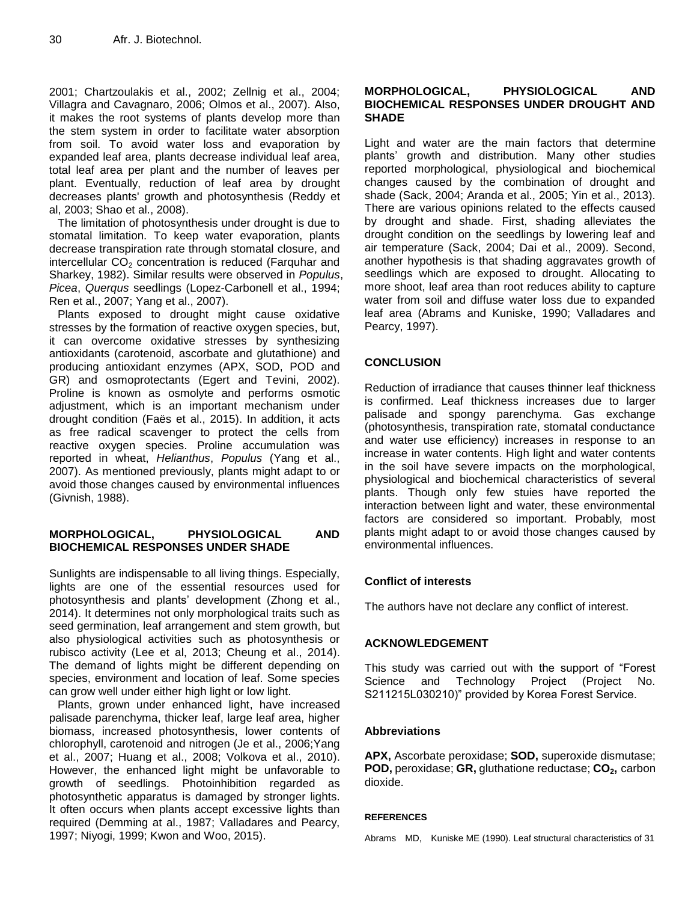2001; Chartzoulakis et al., 2002; Zellnig et al., 2004; Villagra and Cavagnaro, 2006; Olmos et al., 2007). Also, it makes the root systems of plants develop more than the stem system in order to facilitate water absorption from soil. To avoid water loss and evaporation by expanded leaf area, plants decrease individual leaf area, total leaf area per plant and the number of leaves per plant. Eventually, reduction of leaf area by drought decreases plants' growth and photosynthesis (Reddy et al, 2003; Shao et al., 2008).

The limitation of photosynthesis under drought is due to stomatal limitation. To keep water evaporation, plants decrease transpiration rate through stomatal closure, and intercellular $CO_2$ concentration is reduced (Farquhar and Sharkey, 1982). Similar results were observed in *Populus*, *Picea*, *Querqus* seedlings (Lopez-Carbonell et al., 1994; Ren et al., 2007; Yang et al., 2007).

Plants exposed to drought might cause oxidative stresses by the formation of reactive oxygen species, but, it can overcome oxidative stresses by synthesizing antioxidants (carotenoid, ascorbate and glutathione) and producing antioxidant enzymes (APX, SOD, POD and GR) and osmoprotectants (Egert and Tevini, 2002). Proline is known as osmolyte and performs osmotic adjustment, which is an important mechanism under drought condition (Faës et al., 2015). In addition, it acts as free radical scavenger to protect the cells from reactive oxygen species. Proline accumulation was reported in wheat, *Helianthus*, *Populus* (Yang et al., 2007). As mentioned previously, plants might adapt to or avoid those changes caused by environmental influences (Givnish, 1988).

## MORPHOLOGICAL, PHYSIOLOGICAL AND BIOCHEMICAL RESPONSES UNDER SHADE

Sunlights are indispensable to all living things. Especially, lights are one of the essential resources used for photosynthesis and plants' development (Zhong et al., 2014). It determines not only morphological traits such as seed germination, leaf arrangement and stem growth, but also physiological activities such as photosynthesis or rubisco activity (Lee et al, 2013; Cheung et al., 2014). The demand of lights might be different depending on species, environment and location of leaf. Some species can grow well under either high light or low light.

Plants, grown under enhanced light, have increased palisade parenchyma, thicker leaf, large leaf area, higher biomass, increased photosynthesis, lower contents of chlorophyll, carotenoid and nitrogen (Je et al., 2006;Yang et al., 2007; Huang et al., 2008; Volkova et al., 2010). However, the enhanced light might be unfavorable to growth of seedlings. Photoinhibition regarded as photosynthetic apparatus is damaged by stronger lights. It often occurs when plants accept excessive lights than required (Demming at al., 1987; Valladares and Pearcy, 1997; Niyogi, 1999; Kwon and Woo, 2015).

## MORPHOLOGICAL, PHYSIOLOGICAL AND BIOCHEMICAL RESPONSES UNDER DROUGHT AND SHADE

Light and water are the main factors that determine plants' growth and distribution. Many other studies reported morphological, physiological and biochemical changes caused by the combination of drought and shade (Sack, 2004; Aranda et al., 2005; Yin et al., 2013). There are various opinions related to the effects caused by drought and shade. First, shading alleviates the drought condition on the seedlings by lowering leaf and air temperature (Sack, 2004; Dai et al., 2009). Second, another hypothesis is that shading aggravates growth of seedlings which are exposed to drought. Allocating to more shoot, leaf area than root reduces ability to capture water from soil and diffuse water loss due to expanded leaf area (Abrams and Kuniske, 1990; Valladares and Pearcy, 1997).

## CONCLUSION

Reduction of irradiance that causes thinner leaf thickness is confirmed. Leaf thickness increases due to larger palisade and spongy parenchyma. Gas exchange (photosynthesis, transpiration rate, stomatal conductance and water use efficiency) increases in response to an increase in water contents. High light and water contents in the soil have severe impacts on the morphological, physiological and biochemical characteristics of several plants. Though only few stuies have reported the interaction between light and water, these environmental factors are considered so important. Probably, most plants might adapt to or avoid those changes caused by environmental influences.

### Conflict of interests

The authors have not declare any conflict of interest.

### ACKNOWLEDGEMENT

This study was carried out with the support of "Forest Science and Technology Project (Project No. S211215L030210)" provided by Korea Forest Service.

### Abbreviations

**APX,** Ascorbate peroxidase; **SOD,** superoxide dismutase; **POD,** peroxidase; **GR,** gluthatione reductase; $\mathbf{CO_2}$**,** carbon dioxide.

### REFERENCES

Abrams MD, Kuniske ME (1990). Leaf structural characteristics of 31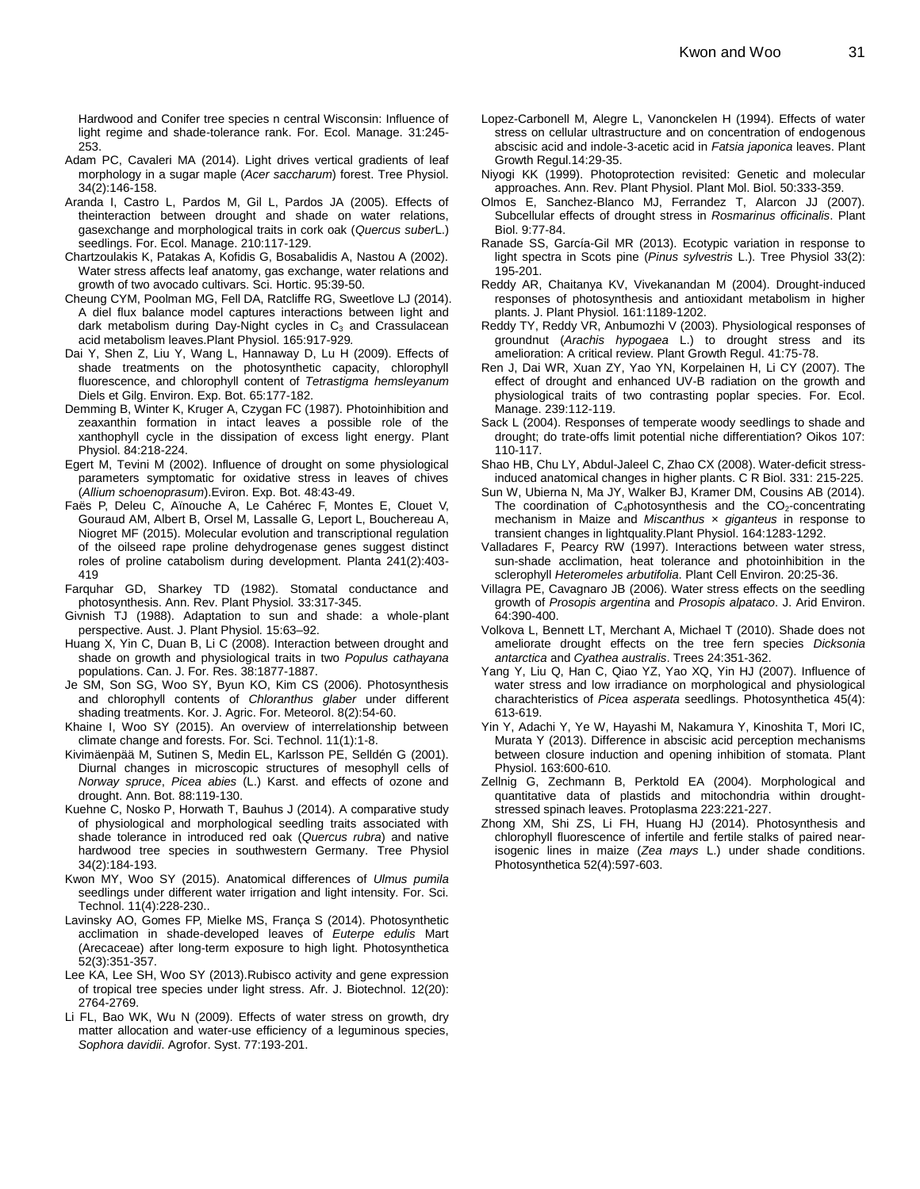Hardwood and Conifer tree species n central Wisconsin: Influence of light regime and shade-tolerance rank. For. Ecol. Manage. 31:245-253.

Adam PC, Cavaleri MA (2014). Light drives vertical gradients of leaf morphology in a sugar maple (*Acer saccharum*) forest. Tree Physiol. 34(2):146-158.

Aranda I, Castro L, Pardos M, Gil L, Pardos JA (2005). Effects of theinteraction between drought and shade on water relations, gasexchange and morphological traits in cork oak (*Quercus suber*L.) seedlings. For. Ecol. Manage. 210:117-129.

Chartzoulakis K, Patakas A, Kofidis G, Bosabalidis A, Nastou A (2002). Water stress affects leaf anatomy, gas exchange, water relations and growth of two avocado cultivars. Sci. Hortic. 95:39-50.

Cheung CYM, Poolman MG, Fell DA, Ratcliffe RG, Sweetlove LJ (2014). A diel flux balance model captures interactions between light and dark metabolism during Day-Night cycles in $C_3$ and Crassulacean acid metabolism leaves.Plant Physiol. 165:917-929*.*

Dai Y, Shen Z, Liu Y, Wang L, Hannaway D, Lu H (2009). Effects of shade treatments on the photosynthetic capacity, chlorophyll fluorescence, and chlorophyll content of *Tetrastigma hemsleyanum* Diels et Gilg. Environ. Exp. Bot. 65:177-182.

Demming B, Winter K, Kruger A, Czygan FC (1987). Photoinhibition and zeaxanthin formation in intact leaves a possible role of the xanthophyll cycle in the dissipation of excess light energy. Plant Physiol. 84:218-224.

Egert M, Tevini M (2002). Influence of drought on some physiological parameters symptomatic for oxidative stress in leaves of chives (*Allium schoenoprasum*).Eviron. Exp. Bot. 48:43-49.

Faës P, Deleu C, Aïnouche A, Le Cahérec F, Montes E, Clouet V, Gouraud AM, Albert B, Orsel M, Lassalle G, Leport L, Bouchereau A, Niogret MF (2015). Molecular evolution and transcriptional regulation of the oilseed rape proline dehydrogenase genes suggest distinct roles of proline catabolism during development. Planta 241(2):403-419

Farquhar GD, Sharkey TD (1982). Stomatal conductance and photosynthesis. Ann. Rev. Plant Physiol*.* 33:317-345.

Givnish TJ (1988). Adaptation to sun and shade: a whole-plant perspective. Aust. J. Plant Physiol*.* 15:63–92.

Huang X, Yin C, Duan B, Li C (2008). Interaction between drought and shade on growth and physiological traits in two *Populus cathayana* populations. Can. J. For. Res. 38:1877-1887.

Je SM, Son SG, Woo SY, Byun KO, Kim CS (2006). Photosynthesis and chlorophyll contents of *Chloranthus glaber* under different shading treatments. Kor. J. Agric. For. Meteorol. 8(2):54-60.

Khaine I, Woo SY (2015). An overview of interrelationship between climate change and forests. For. Sci. Technol. 11(1):1-8.

Kivimäenpää M, Sutinen S, Medin EL, Karlsson PE, Selldén G (2001). Diurnal changes in microscopic structures of mesophyll cells of *Norway spruce*, *Picea abies* (L.) Karst. and effects of ozone and drought. Ann. Bot. 88:119-130.

Kuehne C, Nosko P, Horwath T, Bauhus J (2014). A comparative study of physiological and morphological seedling traits associated with shade tolerance in introduced red oak (*Quercus rubra*) and native hardwood tree species in southwestern Germany. Tree Physiol 34(2):184-193.

Kwon MY, Woo SY (2015). Anatomical differences of *Ulmus pumila* seedlings under different water irrigation and light intensity. For. Sci. Technol. 11(4):228-230..

Lavinsky AO, Gomes FP, Mielke MS, França S (2014). Photosynthetic acclimation in shade-developed leaves of *Euterpe edulis* Mart (Arecaceae) after long-term exposure to high light. Photosynthetica 52(3):351-357.

Lee KA, Lee SH, Woo SY (2013).Rubisco activity and gene expression of tropical tree species under light stress. Afr. J. Biotechnol. 12(20): 2764-2769.

Li FL, Bao WK, Wu N (2009). Effects of water stress on growth, dry matter allocation and water-use efficiency of a leguminous species, *Sophora davidii*. Agrofor. Syst. 77:193-201.

Lopez-Carbonell M, Alegre L, Vanonckelen H (1994). Effects of water stress on cellular ultrastructure and on concentration of endogenous abscisic acid and indole-3-acetic acid in *Fatsia japonica* leaves. Plant Growth Regul.14:29-35.

Niyogi KK (1999). Photoprotection revisited: Genetic and molecular approaches. Ann. Rev. Plant Physiol. Plant Mol. Biol. 50:333-359.

Olmos E, Sanchez-Blanco MJ, Ferrandez T, Alarcon JJ (2007). Subcellular effects of drought stress in *Rosmarinus officinalis*. Plant Biol. 9:77-84.

Ranade SS, García-Gil MR (2013). Ecotypic variation in response to light spectra in Scots pine (*Pinus sylvestris* L.). Tree Physiol 33(2): 195-201.

Reddy AR, Chaitanya KV, Vivekanandan M (2004). Drought-induced responses of photosynthesis and antioxidant metabolism in higher plants. J. Plant Physiol. 161:1189-1202.

Reddy TY, Reddy VR, Anbumozhi V (2003). Physiological responses of groundnut (*Arachis hypogaea* L.) to drought stress and its amelioration: A critical review. Plant Growth Regul. 41:75-78.

Ren J, Dai WR, Xuan ZY, Yao YN, Korpelainen H, Li CY (2007). The effect of drought and enhanced UV-B radiation on the growth and physiological traits of two contrasting poplar species. For. Ecol. Manage. 239:112-119.

Sack L (2004). Responses of temperate woody seedlings to shade and drought; do trate-offs limit potential niche differentiation? Oikos 107: 110-117.

Shao HB, Chu LY, Abdul-Jaleel C, Zhao CX (2008). Water-deficit stress-induced anatomical changes in higher plants. C R Biol. 331: 215-225.

Sun W, Ubierna N, Ma JY, Walker BJ, Kramer DM, Cousins AB (2014). The coordination of $C_4$photosynthesis and the $CO_2$-concentrating mechanism in Maize and *Miscanthus × giganteus* in response to transient changes in lightquality.Plant Physiol. 164:1283-1292.

Valladares F, Pearcy RW (1997). Interactions between water stress, sun-shade acclimation, heat tolerance and photoinhibition in the sclerophyll *Heteromeles arbutifolia*. Plant Cell Environ. 20:25-36.

Villagra PE, Cavagnaro JB (2006). Water stress effects on the seedling growth of *Prosopis argentina* and *Prosopis alpataco*. J. Arid Environ. 64:390-400.

Volkova L, Bennett LT, Merchant A, Michael T (2010). Shade does not ameliorate drought effects on the tree fern species *Dicksonia antarctica* and *Cyathea australis*. Trees 24:351-362.

Yang Y, Liu Q, Han C, Qiao YZ, Yao XQ, Yin HJ (2007). Influence of water stress and low irradiance on morphological and physiological charachteristics of *Picea asperata* seedlings. Photosynthetica 45(4): 613-619.

Yin Y, Adachi Y, Ye W, Hayashi M, Nakamura Y, Kinoshita T, Mori IC, Murata Y (2013). Difference in abscisic acid perception mechanisms between closure induction and opening inhibition of stomata. Plant Physiol. 163:600-610.

Zellnig G, Zechmann B, Perktold EA (2004). Morphological and quantitative data of plastids and mitochondria within drought-stressed spinach leaves. Protoplasma 223:221-227.

Zhong XM, Shi ZS, Li FH, Huang HJ (2014). Photosynthesis and chlorophyll fluorescence of infertile and fertile stalks of paired near-isogenic lines in maize (*Zea mays* L.) under shade conditions. Photosynthetica 52(4):597-603.